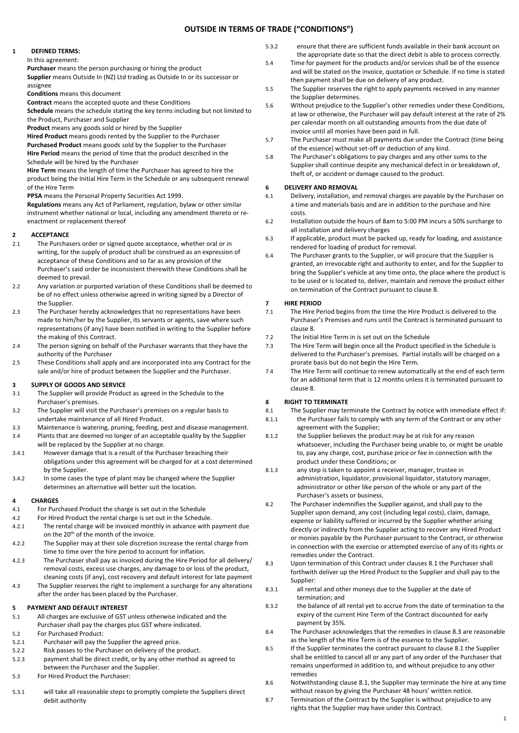# OUTSIDE IN TERMS OF TRADE ("CONDITIONS")

## 1 DEFINED TERMS:

In this agreement:

**Purchaser** means the person purchasing or hiring the product

**Supplier** means Outside In (NZ) Ltd trading as Outside In or its successor or assignee

**Conditions** means this document

**Contract** means the accepted quote and these Conditions

**Schedule** means the schedule stating the key terms including but not limited to the Product, Purchaser and Supplier

**Product** means any goods sold or hired by the Supplier

**Hired Product** means goods rented by the Supplier to the Purchaser

**Purchased Product** means goods sold by the Supplier to the Purchaser

**Hire Period** means the period of time that the product described in the Schedule will be hired by the Purchaser

**Hire Term** means the length of time the Purchaser has agreed to hire the product being the Initial Hire Term in the Schedule or any subsequent renewal of the Hire Term

**PPSA** means the Personal Property Securities Act 1999.

**Regulations** means any Act of Parliament, regulation, bylaw or other similar instrument whether national or local, including any amendment thereto or re-enactment or replacement thereof

## 2 ACCEPTANCE

2.1 The Purchasers order or signed quote acceptance, whether oral or in writing, for the supply of product shall be construed as an expression of acceptance of these Conditions and so far as any provision of the Purchaser's said order be inconsistent therewith these Conditions shall be deemed to prevail.

2.2 Any variation or purported variation of these Conditions shall be deemed to be of no effect unless otherwise agreed in writing signed by a Director of the Supplier.

2.3 The Purchaser hereby acknowledges that no representations have been made to him/her by the Supplier, its servants or agents, save where such representations (if any) have been notified in writing to the Supplier before the making of this Contract.

2.4 The person signing on behalf of the Purchaser warrants that they have the authority of the Purchaser

2.5 These Conditions shall apply and are incorporated into any Contract for the sale and/or hire of product between the Supplier and the Purchaser.

## 3 SUPPLY OF GOODS AND SERVICE

3.1 The Supplier will provide Product as agreed in the Schedule to the Purchaser's premises.

3.2 The Supplier will visit the Purchaser's premises on a regular basis to undertake maintenance of all Hired Product.

3.3 Maintenance is watering, pruning, feeding, pest and disease management.

3.4 Plants that are deemed no longer of an acceptable quality by the Supplier will be replaced by the Supplier at no charge.

3.4.1 However damage that is a result of the Purchaser breaching their obligations under this agreement will be charged for at a cost determined by the Supplier.

3.4.2 In some cases the type of plant may be changed where the Supplier determines an alternative will better suit the location.

## 4 CHARGES

4.1 For Purchased Product the charge is set out in the Schedule

4.2 For Hired Product the rental charge is set out in the Schedule.

4.2.1 The rental charge will be invoiced monthly in advance with payment due on the 20th of the month of the invoice.

4.2.2 The Supplier may at their sole discretion increase the rental charge from time to time over the hire period to account for inflation.

4.2.3 The Purchaser shall pay as invoiced during the Hire Period for all delivery/ removal costs, excess use charges, any damage to or loss of the product, cleaning costs (if any), cost recovery and default interest for late payment

4.3 The Supplier reserves the right to implement a surcharge for any alterations after the order has been placed by the Purchaser.

## 5 PAYMENT AND DEFAULT INTEREST

5.1 All charges are exclusive of GST unless otherwise indicated and the Purchaser shall pay the charges plus GST where indicated.

5.2 For Purchased Product:

5.2.1 Purchaser will pay the Supplier the agreed price.

5.2.2 Risk passes to the Purchaser on delivery of the product.

5.2.3 payment shall be direct credit, or by any other method as agreed to between the Purchaser and the Supplier.

5.3 For Hired Product the Purchaser:

5.3.1 will take all reasonable steps to promptly complete the Suppliers direct debit authority

5.3.2 ensure that there are sufficient funds available in their bank account on the appropriate date so that the direct debit is able to process correctly.

5.4 Time for payment for the products and/or services shall be of the essence and will be stated on the invoice, quotation or Schedule. If no time is stated then payment shall be due on delivery of any product.

5.5 The Supplier reserves the right to apply payments received in any manner the Supplier determines.

5.6 Without prejudice to the Supplier's other remedies under these Conditions, at law or otherwise, the Purchaser will pay default interest at the rate of 2% per calendar month on all outstanding amounts from the due date of invoice until all monies have been paid in full.

5.7 The Purchaser must make all payments due under the Contract (time being of the essence) without set-off or deduction of any kind.

5.8 The Purchaser's obligations to pay charges and any other sums to the Supplier shall continue despite any mechanical defect in or breakdown of, theft of, or accident or damage caused to the product.

## 6 DELIVERY AND REMOVAL

6.1 Delivery, installation, and removal charges are payable by the Purchaser on a time and materials basis and are in addition to the purchase and hire costs.

6.2 Installation outside the hours of 8am to 5:00 PM incurs a 50% surcharge to all installation and delivery charges

6.3 If applicable, product must be packed up, ready for loading, and assistance rendered for loading of product for removal.

6.4 The Purchaser grants to the Supplier, or will procure that the Supplier is granted, an irrevocable right and authority to enter, and for the Supplier to bring the Supplier's vehicle at any time onto, the place where the product is to be used or is located to, deliver, maintain and remove the product either on termination of the Contract pursuant to clause 8.

## 7 HIRE PERIOD

7.1 The Hire Period begins from the time the Hire Product is delivered to the Purchaser's Premises and runs until the Contract is terminated pursuant to clause 8.

7.2 The Initial Hire Term in is set out on the Schedule

7.3 The Hire Term will begin once all the Product specified in the Schedule is delivered to the Purchaser's premises. Partial installs will be charged on a prorate basis but do not begin the Hire Term.

7.4 The Hire Term will continue to renew automatically at the end of each term for an additional term that is 12 months unless it is terminated pursuant to clause 8.

## 8 RIGHT TO TERMINATE

8.1 The Supplier may terminate the Contract by notice with immediate effect if:

8.1.1 the Purchaser fails to comply with any term of the Contract or any other agreement with the Supplier;

8.1.2 the Supplier believes the product may be at risk for any reason whatsoever, including the Purchaser being unable to, or might be unable to, pay any charge, cost, purchase price or fee in connection with the product under these Conditions; or

8.1.3 any step is taken to appoint a receiver, manager, trustee in administration, liquidator, provisional liquidator, statutory manager, administrator or other like person of the whole or any part of the Purchaser's assets or business.

8.2 The Purchaser indemnifies the Supplier against, and shall pay to the Supplier upon demand, any cost (including legal costs), claim, damage, expense or liability suffered or incurred by the Supplier whether arising directly or indirectly from the Supplier acting to recover any Hired Product or monies payable by the Purchaser pursuant to the Contract, or otherwise in connection with the exercise or attempted exercise of any of its rights or remedies under the Contract.

8.3 Upon termination of this Contract under clauses 8.1 the Purchaser shall forthwith deliver up the Hired Product to the Supplier and shall pay to the Supplier:

8.3.1 all rental and other moneys due to the Supplier at the date of termination; and

8.3.2 the balance of all rental yet to accrue from the date of termination to the expiry of the current Hire Term of the Contract discounted for early payment by 35%.

8.4 The Purchaser acknowledges that the remedies in clause 8.3 are reasonable as the length of the Hire Term is of the essence to the Supplier.

8.5 If the Supplier terminates the contract pursuant to clause 8.1 the Supplier shall be entitled to cancel all or any part of any order of the Purchaser that remains unperformed in addition to, and without prejudice to any other remedies

8.6 Notwithstanding clause 8.1, the Supplier may terminate the hire at any time without reason by giving the Purchaser 48 hours' written notice.

8.7 Termination of the Contract by the Supplier is without prejudice to any rights that the Supplier may have under this Contract.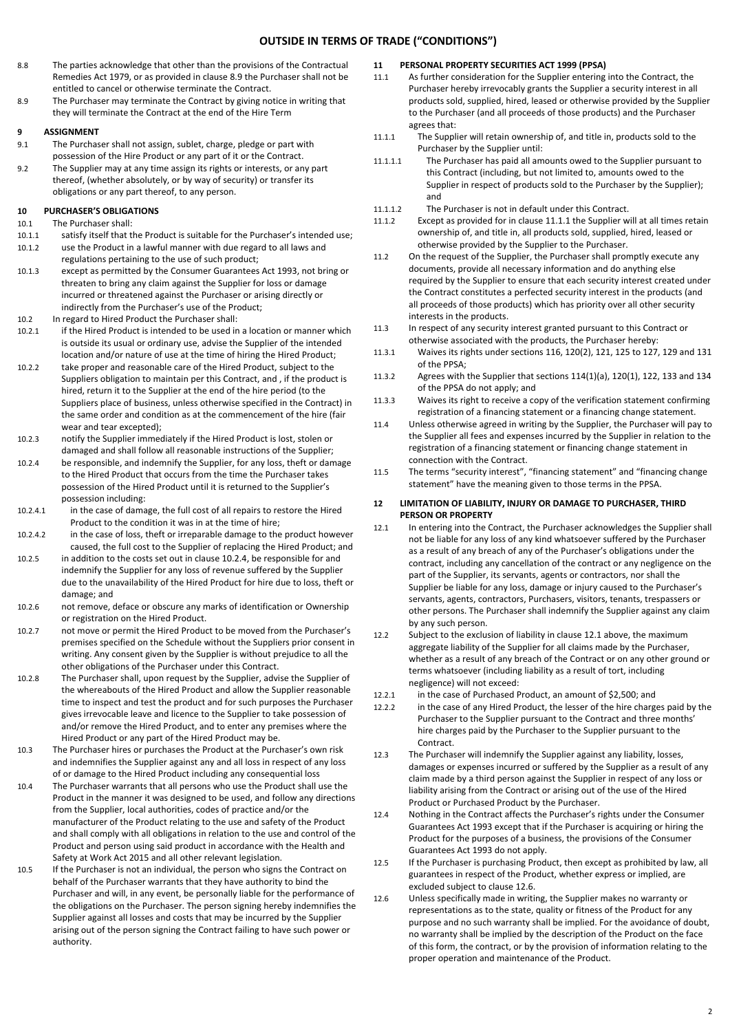# OUTSIDE IN TERMS OF TRADE ("CONDITIONS")

8.8 The parties acknowledge that other than the provisions of the Contractual Remedies Act 1979, or as provided in clause 8.9 the Purchaser shall not be entitled to cancel or otherwise terminate the Contract.

8.9 The Purchaser may terminate the Contract by giving notice in writing that they will terminate the Contract at the end of the Hire Term

## 9 ASSIGNMENT

9.1 The Purchaser shall not assign, sublet, charge, pledge or part with possession of the Hire Product or any part of it or the Contract.

9.2 The Supplier may at any time assign its rights or interests, or any part thereof, (whether absolutely, or by way of security) or transfer its obligations or any part thereof, to any person.

## 10 PURCHASER'S OBLIGATIONS

10.1 The Purchaser shall:

10.1.1 satisfy itself that the Product is suitable for the Purchaser's intended use;

10.1.2 use the Product in a lawful manner with due regard to all laws and regulations pertaining to the use of such product;

10.1.3 except as permitted by the Consumer Guarantees Act 1993, not bring or threaten to bring any claim against the Supplier for loss or damage incurred or threatened against the Purchaser or arising directly or indirectly from the Purchaser's use of the Product;

10.2 In regard to Hired Product the Purchaser shall:

10.2.1 if the Hired Product is intended to be used in a location or manner which is outside its usual or ordinary use, advise the Supplier of the intended location and/or nature of use at the time of hiring the Hired Product;

10.2.2 take proper and reasonable care of the Hired Product, subject to the Suppliers obligation to maintain per this Contract, and , if the product is hired, return it to the Supplier at the end of the hire period (to the Suppliers place of business, unless otherwise specified in the Contract) in the same order and condition as at the commencement of the hire (fair wear and tear excepted);

10.2.3 notify the Supplier immediately if the Hired Product is lost, stolen or damaged and shall follow all reasonable instructions of the Supplier;

10.2.4 be responsible, and indemnify the Supplier, for any loss, theft or damage to the Hired Product that occurs from the time the Purchaser takes possession of the Hired Product until it is returned to the Supplier's possession including:

10.2.4.1 in the case of damage, the full cost of all repairs to restore the Hired Product to the condition it was in at the time of hire;

10.2.4.2 in the case of loss, theft or irreparable damage to the product however caused, the full cost to the Supplier of replacing the Hired Product; and

10.2.5 in addition to the costs set out in clause 10.2.4, be responsible for and indemnify the Supplier for any loss of revenue suffered by the Supplier due to the unavailability of the Hired Product for hire due to loss, theft or damage; and

10.2.6 not remove, deface or obscure any marks of identification or Ownership or registration on the Hired Product.

10.2.7 not move or permit the Hired Product to be moved from the Purchaser's premises specified on the Schedule without the Suppliers prior consent in writing. Any consent given by the Supplier is without prejudice to all the other obligations of the Purchaser under this Contract.

10.2.8 The Purchaser shall, upon request by the Supplier, advise the Supplier of the whereabouts of the Hired Product and allow the Supplier reasonable time to inspect and test the product and for such purposes the Purchaser gives irrevocable leave and licence to the Supplier to take possession of and/or remove the Hired Product, and to enter any premises where the Hired Product or any part of the Hired Product may be.

10.3 The Purchaser hires or purchases the Product at the Purchaser's own risk and indemnifies the Supplier against any and all loss in respect of any loss of or damage to the Hired Product including any consequential loss

10.4 The Purchaser warrants that all persons who use the Product shall use the Product in the manner it was designed to be used, and follow any directions from the Supplier, local authorities, codes of practice and/or the manufacturer of the Product relating to the use and safety of the Product and shall comply with all obligations in relation to the use and control of the Product and person using said product in accordance with the Health and Safety at Work Act 2015 and all other relevant legislation.

10.5 If the Purchaser is not an individual, the person who signs the Contract on behalf of the Purchaser warrants that they have authority to bind the Purchaser and will, in any event, be personally liable for the performance of the obligations on the Purchaser. The person signing hereby indemnifies the Supplier against all losses and costs that may be incurred by the Supplier arising out of the person signing the Contract failing to have such power or authority.

## 11 PERSONAL PROPERTY SECURITIES ACT 1999 (PPSA)

11.1 As further consideration for the Supplier entering into the Contract, the Purchaser hereby irrevocably grants the Supplier a security interest in all products sold, supplied, hired, leased or otherwise provided by the Supplier to the Purchaser (and all proceeds of those products) and the Purchaser agrees that:

11.1.1 The Supplier will retain ownership of, and title in, products sold to the Purchaser by the Supplier until:

11.1.1.1 The Purchaser has paid all amounts owed to the Supplier pursuant to this Contract (including, but not limited to, amounts owed to the Supplier in respect of products sold to the Purchaser by the Supplier); and

11.1.1.2 The Purchaser is not in default under this Contract.

11.1.2 Except as provided for in clause 11.1.1 the Supplier will at all times retain ownership of, and title in, all products sold, supplied, hired, leased or otherwise provided by the Supplier to the Purchaser.

11.2 On the request of the Supplier, the Purchaser shall promptly execute any documents, provide all necessary information and do anything else required by the Supplier to ensure that each security interest created under the Contract constitutes a perfected security interest in the products (and all proceeds of those products) which has priority over all other security interests in the products.

11.3 In respect of any security interest granted pursuant to this Contract or otherwise associated with the products, the Purchaser hereby:

11.3.1 Waives its rights under sections 116, 120(2), 121, 125 to 127, 129 and 131 of the PPSA;

11.3.2 Agrees with the Supplier that sections 114(1)(a), 120(1), 122, 133 and 134 of the PPSA do not apply; and

11.3.3 Waives its right to receive a copy of the verification statement confirming registration of a financing statement or a financing change statement.

11.4 Unless otherwise agreed in writing by the Supplier, the Purchaser will pay to the Supplier all fees and expenses incurred by the Supplier in relation to the registration of a financing statement or financing change statement in connection with the Contract.

11.5 The terms "security interest", "financing statement" and "financing change statement" have the meaning given to those terms in the PPSA.

## 12 LIMITATION OF LIABILITY, INJURY OR DAMAGE TO PURCHASER, THIRD PERSON OR PROPERTY

12.1 In entering into the Contract, the Purchaser acknowledges the Supplier shall not be liable for any loss of any kind whatsoever suffered by the Purchaser as a result of any breach of any of the Purchaser's obligations under the contract, including any cancellation of the contract or any negligence on the part of the Supplier, its servants, agents or contractors, nor shall the Supplier be liable for any loss, damage or injury caused to the Purchaser's servants, agents, contractors, Purchasers, visitors, tenants, trespassers or other persons. The Purchaser shall indemnify the Supplier against any claim by any such person.

12.2 Subject to the exclusion of liability in clause 12.1 above, the maximum aggregate liability of the Supplier for all claims made by the Purchaser, whether as a result of any breach of the Contract or on any other ground or terms whatsoever (including liability as a result of tort, including negligence) will not exceed:

12.2.1 in the case of Purchased Product, an amount of $2,500; and

12.2.2 in the case of any Hired Product, the lesser of the hire charges paid by the Purchaser to the Supplier pursuant to the Contract and three months' hire charges paid by the Purchaser to the Supplier pursuant to the Contract.

12.3 The Purchaser will indemnify the Supplier against any liability, losses, damages or expenses incurred or suffered by the Supplier as a result of any claim made by a third person against the Supplier in respect of any loss or liability arising from the Contract or arising out of the use of the Hired Product or Purchased Product by the Purchaser.

12.4 Nothing in the Contract affects the Purchaser's rights under the Consumer Guarantees Act 1993 except that if the Purchaser is acquiring or hiring the Product for the purposes of a business, the provisions of the Consumer Guarantees Act 1993 do not apply.

12.5 If the Purchaser is purchasing Product, then except as prohibited by law, all guarantees in respect of the Product, whether express or implied, are excluded subject to clause 12.6.

12.6 Unless specifically made in writing, the Supplier makes no warranty or representations as to the state, quality or fitness of the Product for any purpose and no such warranty shall be implied. For the avoidance of doubt, no warranty shall be implied by the description of the Product on the face of this form, the contract, or by the provision of information relating to the proper operation and maintenance of the Product.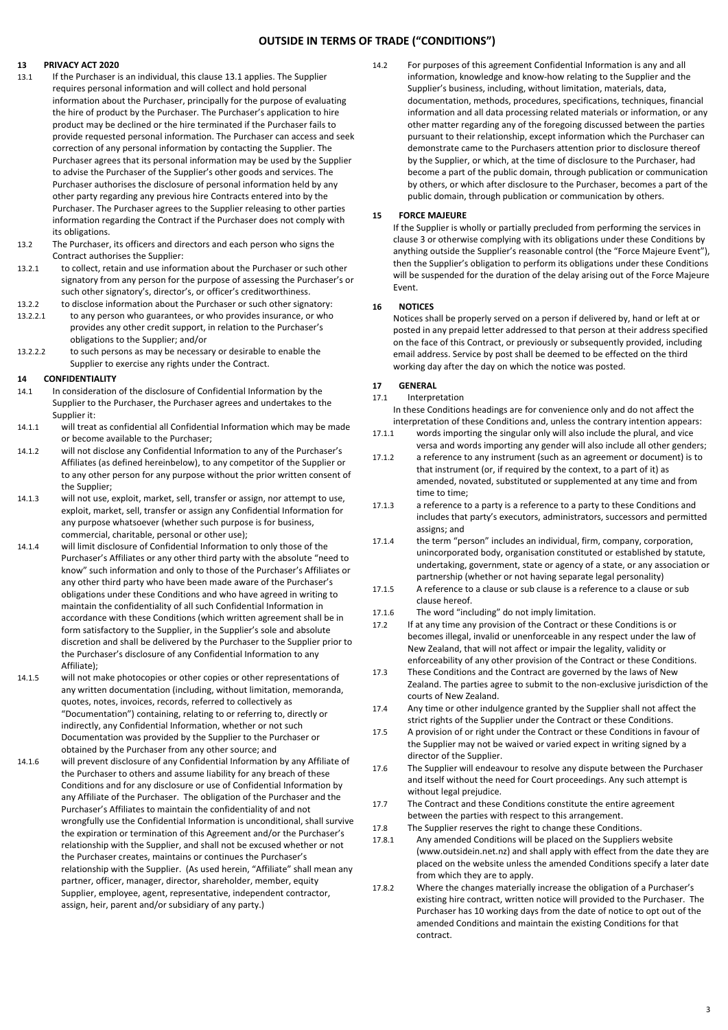# OUTSIDE IN TERMS OF TRADE ("CONDITIONS")

## 13 PRIVACY ACT 2020

13.1 If the Purchaser is an individual, this clause 13.1 applies. The Supplier requires personal information and will collect and hold personal information about the Purchaser, principally for the purpose of evaluating the hire of product by the Purchaser. The Purchaser's application to hire product may be declined or the hire terminated if the Purchaser fails to provide requested personal information. The Purchaser can access and seek correction of any personal information by contacting the Supplier. The Purchaser agrees that its personal information may be used by the Supplier to advise the Purchaser of the Supplier's other goods and services. The Purchaser authorises the disclosure of personal information held by any other party regarding any previous hire Contracts entered into by the Purchaser. The Purchaser agrees to the Supplier releasing to other parties information regarding the Contract if the Purchaser does not comply with its obligations.

13.2 The Purchaser, its officers and directors and each person who signs the Contract authorises the Supplier:

13.2.1 to collect, retain and use information about the Purchaser or such other signatory from any person for the purpose of assessing the Purchaser's or such other signatory's, director's, or officer's creditworthiness.

13.2.2 to disclose information about the Purchaser or such other signatory:

13.2.2.1 to any person who guarantees, or who provides insurance, or who provides any other credit support, in relation to the Purchaser's obligations to the Supplier; and/or

13.2.2.2 to such persons as may be necessary or desirable to enable the Supplier to exercise any rights under the Contract.

## 14 CONFIDENTIALITY

14.1 In consideration of the disclosure of Confidential Information by the Supplier to the Purchaser, the Purchaser agrees and undertakes to the Supplier it:

14.1.1 will treat as confidential all Confidential Information which may be made or become available to the Purchaser;

14.1.2 will not disclose any Confidential Information to any of the Purchaser's Affiliates (as defined hereinbelow), to any competitor of the Supplier or to any other person for any purpose without the prior written consent of the Supplier;

14.1.3 will not use, exploit, market, sell, transfer or assign, nor attempt to use, exploit, market, sell, transfer or assign any Confidential Information for any purpose whatsoever (whether such purpose is for business, commercial, charitable, personal or other use);

14.1.4 will limit disclosure of Confidential Information to only those of the Purchaser's Affiliates or any other third party with the absolute "need to know" such information and only to those of the Purchaser's Affiliates or any other third party who have been made aware of the Purchaser's obligations under these Conditions and who have agreed in writing to maintain the confidentiality of all such Confidential Information in accordance with these Conditions (which written agreement shall be in form satisfactory to the Supplier, in the Supplier's sole and absolute discretion and shall be delivered by the Purchaser to the Supplier prior to the Purchaser's disclosure of any Confidential Information to any Affiliate);

14.1.5 will not make photocopies or other copies or other representations of any written documentation (including, without limitation, memoranda, quotes, notes, invoices, records, referred to collectively as "Documentation") containing, relating to or referring to, directly or indirectly, any Confidential Information, whether or not such Documentation was provided by the Supplier to the Purchaser or obtained by the Purchaser from any other source; and

14.1.6 will prevent disclosure of any Confidential Information by any Affiliate of the Purchaser to others and assume liability for any breach of these Conditions and for any disclosure or use of Confidential Information by any Affiliate of the Purchaser. The obligation of the Purchaser and the Purchaser's Affiliates to maintain the confidentiality of and not wrongfully use the Confidential Information is unconditional, shall survive the expiration or termination of this Agreement and/or the Purchaser's relationship with the Supplier, and shall not be excused whether or not the Purchaser creates, maintains or continues the Purchaser's relationship with the Supplier. (As used herein, "Affiliate" shall mean any partner, officer, manager, director, shareholder, member, equity Supplier, employee, agent, representative, independent contractor, assign, heir, parent and/or subsidiary of any party.)

14.2 For purposes of this agreement Confidential Information is any and all information, knowledge and know-how relating to the Supplier and the Supplier's business, including, without limitation, materials, data, documentation, methods, procedures, specifications, techniques, financial information and all data processing related materials or information, or any other matter regarding any of the foregoing discussed between the parties pursuant to their relationship, except information which the Purchaser can demonstrate came to the Purchasers attention prior to disclosure thereof by the Supplier, or which, at the time of disclosure to the Purchaser, had become a part of the public domain, through publication or communication by others, or which after disclosure to the Purchaser, becomes a part of the public domain, through publication or communication by others.

## 15 FORCE MAJEURE

If the Supplier is wholly or partially precluded from performing the services in clause 3 or otherwise complying with its obligations under these Conditions by anything outside the Supplier's reasonable control (the "Force Majeure Event"), then the Supplier's obligation to perform its obligations under these Conditions will be suspended for the duration of the delay arising out of the Force Majeure Event.

## 16 NOTICES

Notices shall be properly served on a person if delivered by, hand or left at or posted in any prepaid letter addressed to that person at their address specified on the face of this Contract, or previously or subsequently provided, including email address. Service by post shall be deemed to be effected on the third working day after the day on which the notice was posted.

## 17 GENERAL

17.1 Interpretation

In these Conditions headings are for convenience only and do not affect the interpretation of these Conditions and, unless the contrary intention appears:

17.1.1 words importing the singular only will also include the plural, and vice versa and words importing any gender will also include all other genders;

17.1.2 a reference to any instrument (such as an agreement or document) is to that instrument (or, if required by the context, to a part of it) as amended, novated, substituted or supplemented at any time and from time to time;

17.1.3 a reference to a party is a reference to a party to these Conditions and includes that party's executors, administrators, successors and permitted assigns; and

17.1.4 the term "person" includes an individual, firm, company, corporation, unincorporated body, organisation constituted or established by statute, undertaking, government, state or agency of a state, or any association or partnership (whether or not having separate legal personality)

17.1.5 A reference to a clause or sub clause is a reference to a clause or sub clause hereof.

17.1.6 The word "including" do not imply limitation.

17.2 If at any time any provision of the Contract or these Conditions is or becomes illegal, invalid or unenforceable in any respect under the law of New Zealand, that will not affect or impair the legality, validity or enforceability of any other provision of the Contract or these Conditions.

17.3 These Conditions and the Contract are governed by the laws of New Zealand. The parties agree to submit to the non-exclusive jurisdiction of the courts of New Zealand.

17.4 Any time or other indulgence granted by the Supplier shall not affect the strict rights of the Supplier under the Contract or these Conditions.

17.5 A provision of or right under the Contract or these Conditions in favour of the Supplier may not be waived or varied expect in writing signed by a director of the Supplier.

17.6 The Supplier will endeavour to resolve any dispute between the Purchaser and itself without the need for Court proceedings. Any such attempt is without legal prejudice.

17.7 The Contract and these Conditions constitute the entire agreement between the parties with respect to this arrangement.

17.8 The Supplier reserves the right to change these Conditions.

17.8.1 Any amended Conditions will be placed on the Suppliers website (www.outsidein.net.nz) and shall apply with effect from the date they are placed on the website unless the amended Conditions specify a later date from which they are to apply.

17.8.2 Where the changes materially increase the obligation of a Purchaser's existing hire contract, written notice will provided to the Purchaser. The Purchaser has 10 working days from the date of notice to opt out of the amended Conditions and maintain the existing Conditions for that contract.